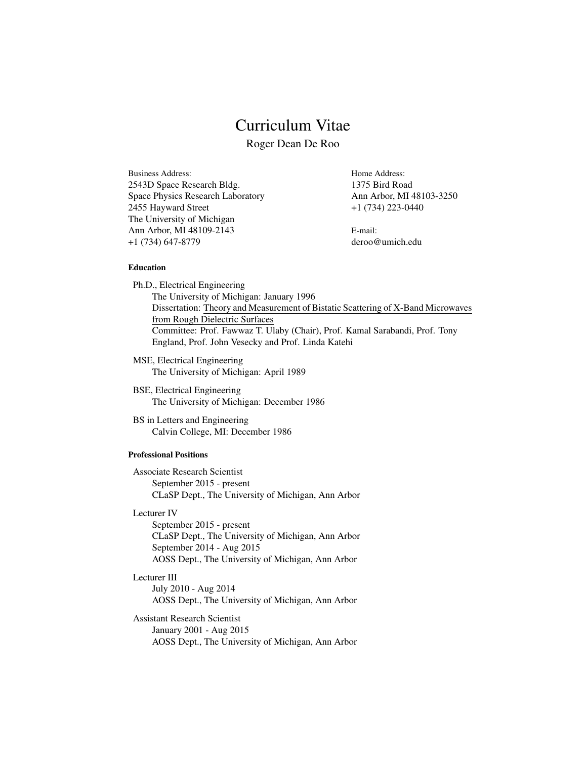# Curriculum Vitae

## Roger Dean De Roo

Business Address:
2543D Space Research Bldg.
Space Physics Research Laboratory
2455 Hayward Street
The University of Michigan
Ann Arbor, MI 48109-2143
+1 (734) 647-8779

Home Address:
1375 Bird Road
Ann Arbor, MI 48103-3250
+1 (734) 223-0440

E-mail:
deroo@umich.edu

### Education

Ph.D., Electrical Engineering
The University of Michigan: January 1996
Dissertation: Theory and Measurement of Bistatic Scattering of X-Band Microwaves from Rough Dielectric Surfaces
Committee: Prof. Fawwaz T. Ulaby (Chair), Prof. Kamal Sarabandi, Prof. Tony England, Prof. John Vesecky and Prof. Linda Katehi

MSE, Electrical Engineering
The University of Michigan: April 1989

BSE, Electrical Engineering
The University of Michigan: December 1986

BS in Letters and Engineering
Calvin College, MI: December 1986

### Professional Positions

Associate Research Scientist
September 2015 - present
CLaSP Dept., The University of Michigan, Ann Arbor

Lecturer IV
September 2015 - present
CLaSP Dept., The University of Michigan, Ann Arbor
September 2014 - Aug 2015
AOSS Dept., The University of Michigan, Ann Arbor

Lecturer III
July 2010 - Aug 2014
AOSS Dept., The University of Michigan, Ann Arbor

Assistant Research Scientist
January 2001 - Aug 2015
AOSS Dept., The University of Michigan, Ann Arbor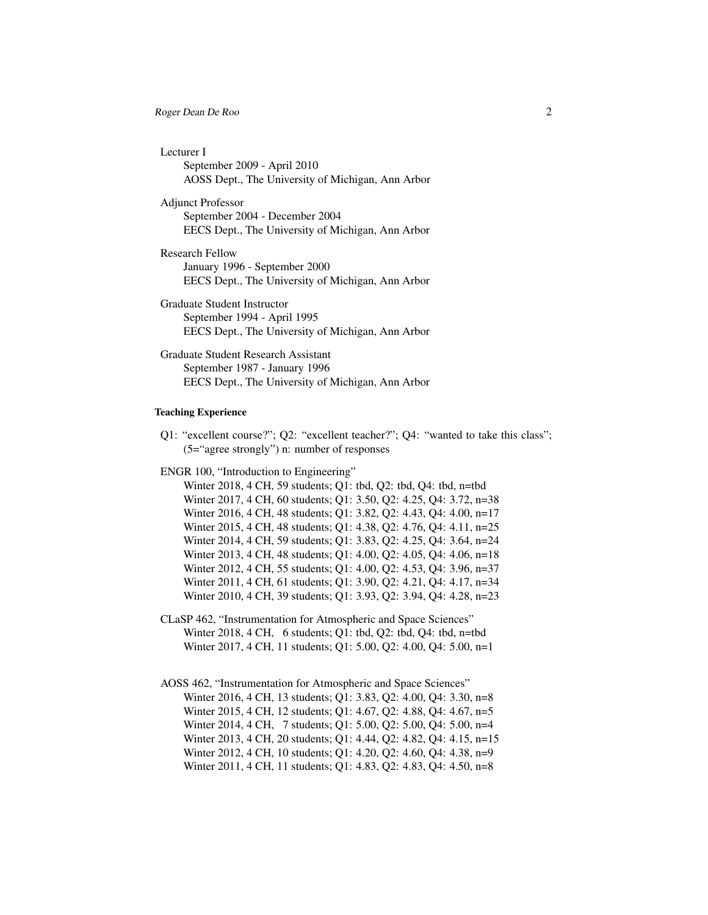Lecturer I
September 2009 - April 2010
AOSS Dept., The University of Michigan, Ann Arbor

Adjunct Professor
September 2004 - December 2004
EECS Dept., The University of Michigan, Ann Arbor

Research Fellow
January 1996 - September 2000
EECS Dept., The University of Michigan, Ann Arbor

Graduate Student Instructor
September 1994 - April 1995
EECS Dept., The University of Michigan, Ann Arbor

Graduate Student Research Assistant
September 1987 - January 1996
EECS Dept., The University of Michigan, Ann Arbor

#### Teaching Experience

Q1: "excellent course?"; Q2: "excellent teacher?"; Q4: "wanted to take this class"; (5="agree strongly") n: number of responses

ENGR 100, "Introduction to Engineering"
- Winter 2018, 4 CH, 59 students; Q1: tbd, Q2: tbd, Q4: tbd, n=tbd
- Winter 2017, 4 CH, 60 students; Q1: 3.50, Q2: 4.25, Q4: 3.72, n=38
- Winter 2016, 4 CH, 48 students; Q1: 3.82, Q2: 4.43, Q4: 4.00, n=17
- Winter 2015, 4 CH, 48 students; Q1: 4.38, Q2: 4.76, Q4: 4.11, n=25
- Winter 2014, 4 CH, 59 students; Q1: 3.83, Q2: 4.25, Q4: 3.64, n=24
- Winter 2013, 4 CH, 48 students; Q1: 4.00, Q2: 4.05, Q4: 4.06, n=18
- Winter 2012, 4 CH, 55 students; Q1: 4.00, Q2: 4.53, Q4: 3.96, n=37
- Winter 2011, 4 CH, 61 students; Q1: 3.90, Q2: 4.21, Q4: 4.17, n=34
- Winter 2010, 4 CH, 39 students; Q1: 3.93, Q2: 3.94, Q4: 4.28, n=23

CLaSP 462, "Instrumentation for Atmospheric and Space Sciences"
- Winter 2018, 4 CH, 6 students; Q1: tbd, Q2: tbd, Q4: tbd, n=tbd
- Winter 2017, 4 CH, 11 students; Q1: 5.00, Q2: 4.00, Q4: 5.00, n=1

AOSS 462, "Instrumentation for Atmospheric and Space Sciences"
- Winter 2016, 4 CH, 13 students; Q1: 3.83, Q2: 4.00, Q4: 3.30, n=8
- Winter 2015, 4 CH, 12 students; Q1: 4.67, Q2: 4.88, Q4: 4.67, n=5
- Winter 2014, 4 CH, 7 students; Q1: 5.00, Q2: 5.00, Q4: 5.00, n=4
- Winter 2013, 4 CH, 20 students; Q1: 4.44, Q2: 4.82, Q4: 4.15, n=15
- Winter 2012, 4 CH, 10 students; Q1: 4.20, Q2: 4.60, Q4: 4.38, n=9
- Winter 2011, 4 CH, 11 students; Q1: 4.83, Q2: 4.83, Q4: 4.50, n=8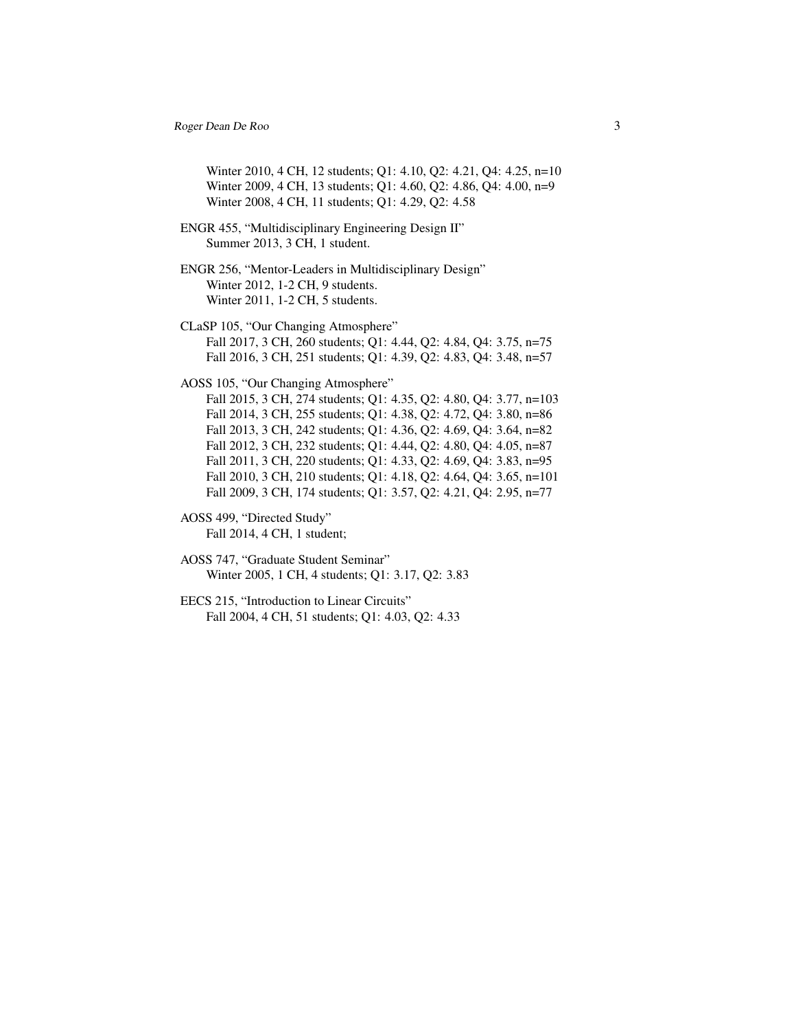Winter 2010, 4 CH, 12 students; Q1: 4.10, Q2: 4.21, Q4: 4.25, n=10
Winter 2009, 4 CH, 13 students; Q1: 4.60, Q2: 4.86, Q4: 4.00, n=9
Winter 2008, 4 CH, 11 students; Q1: 4.29, Q2: 4.58

ENGR 455, "Multidisciplinary Engineering Design II"
Summer 2013, 3 CH, 1 student.

ENGR 256, "Mentor-Leaders in Multidisciplinary Design"
Winter 2012, 1-2 CH, 9 students.
Winter 2011, 1-2 CH, 5 students.

CLaSP 105, "Our Changing Atmosphere"
Fall 2017, 3 CH, 260 students; Q1: 4.44, Q2: 4.84, Q4: 3.75, n=75
Fall 2016, 3 CH, 251 students; Q1: 4.39, Q2: 4.83, Q4: 3.48, n=57

AOSS 105, "Our Changing Atmosphere"
Fall 2015, 3 CH, 274 students; Q1: 4.35, Q2: 4.80, Q4: 3.77, n=103
Fall 2014, 3 CH, 255 students; Q1: 4.38, Q2: 4.72, Q4: 3.80, n=86
Fall 2013, 3 CH, 242 students; Q1: 4.36, Q2: 4.69, Q4: 3.64, n=82
Fall 2012, 3 CH, 232 students; Q1: 4.44, Q2: 4.80, Q4: 4.05, n=87
Fall 2011, 3 CH, 220 students; Q1: 4.33, Q2: 4.69, Q4: 3.83, n=95
Fall 2010, 3 CH, 210 students; Q1: 4.18, Q2: 4.64, Q4: 3.65, n=101
Fall 2009, 3 CH, 174 students; Q1: 3.57, Q2: 4.21, Q4: 2.95, n=77

AOSS 499, "Directed Study"
Fall 2014, 4 CH, 1 student;

AOSS 747, "Graduate Student Seminar"
Winter 2005, 1 CH, 4 students; Q1: 3.17, Q2: 3.83

EECS 215, "Introduction to Linear Circuits"
Fall 2004, 4 CH, 51 students; Q1: 4.03, Q2: 4.33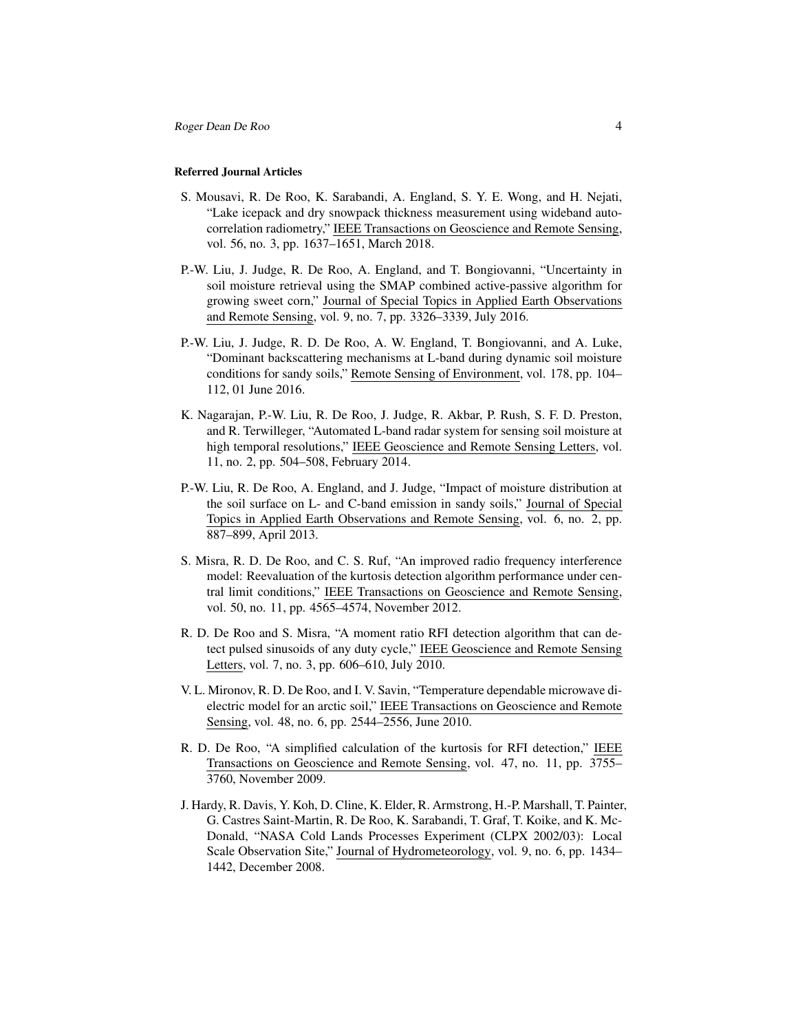**Referred Journal Articles**

S. Mousavi, R. De Roo, K. Sarabandi, A. England, S. Y. E. Wong, and H. Nejati, "Lake icepack and dry snowpack thickness measurement using wideband autocorrelation radiometry," IEEE Transactions on Geoscience and Remote Sensing, vol. 56, no. 3, pp. 1637–1651, March 2018.

P.-W. Liu, J. Judge, R. De Roo, A. England, and T. Bongiovanni, "Uncertainty in soil moisture retrieval using the SMAP combined active-passive algorithm for growing sweet corn," Journal of Special Topics in Applied Earth Observations and Remote Sensing, vol. 9, no. 7, pp. 3326–3339, July 2016.

P.-W. Liu, J. Judge, R. D. De Roo, A. W. England, T. Bongiovanni, and A. Luke, "Dominant backscattering mechanisms at L-band during dynamic soil moisture conditions for sandy soils," Remote Sensing of Environment, vol. 178, pp. 104–112, 01 June 2016.

K. Nagarajan, P.-W. Liu, R. De Roo, J. Judge, R. Akbar, P. Rush, S. F. D. Preston, and R. Terwilleger, "Automated L-band radar system for sensing soil moisture at high temporal resolutions," IEEE Geoscience and Remote Sensing Letters, vol. 11, no. 2, pp. 504–508, February 2014.

P.-W. Liu, R. De Roo, A. England, and J. Judge, "Impact of moisture distribution at the soil surface on L- and C-band emission in sandy soils," Journal of Special Topics in Applied Earth Observations and Remote Sensing, vol. 6, no. 2, pp. 887–899, April 2013.

S. Misra, R. D. De Roo, and C. S. Ruf, "An improved radio frequency interference model: Reevaluation of the kurtosis detection algorithm performance under central limit conditions," IEEE Transactions on Geoscience and Remote Sensing, vol. 50, no. 11, pp. 4565–4574, November 2012.

R. D. De Roo and S. Misra, "A moment ratio RFI detection algorithm that can detect pulsed sinusoids of any duty cycle," IEEE Geoscience and Remote Sensing Letters, vol. 7, no. 3, pp. 606–610, July 2010.

V. L. Mironov, R. D. De Roo, and I. V. Savin, "Temperature dependable microwave dielectric model for an arctic soil," IEEE Transactions on Geoscience and Remote Sensing, vol. 48, no. 6, pp. 2544–2556, June 2010.

R. D. De Roo, "A simplified calculation of the kurtosis for RFI detection," IEEE Transactions on Geoscience and Remote Sensing, vol. 47, no. 11, pp. 3755–3760, November 2009.

J. Hardy, R. Davis, Y. Koh, D. Cline, K. Elder, R. Armstrong, H.-P. Marshall, T. Painter, G. Castres Saint-Martin, R. De Roo, K. Sarabandi, T. Graf, T. Koike, and K. McDonald, "NASA Cold Lands Processes Experiment (CLPX 2002/03): Local Scale Observation Site," Journal of Hydrometeorology, vol. 9, no. 6, pp. 1434–1442, December 2008.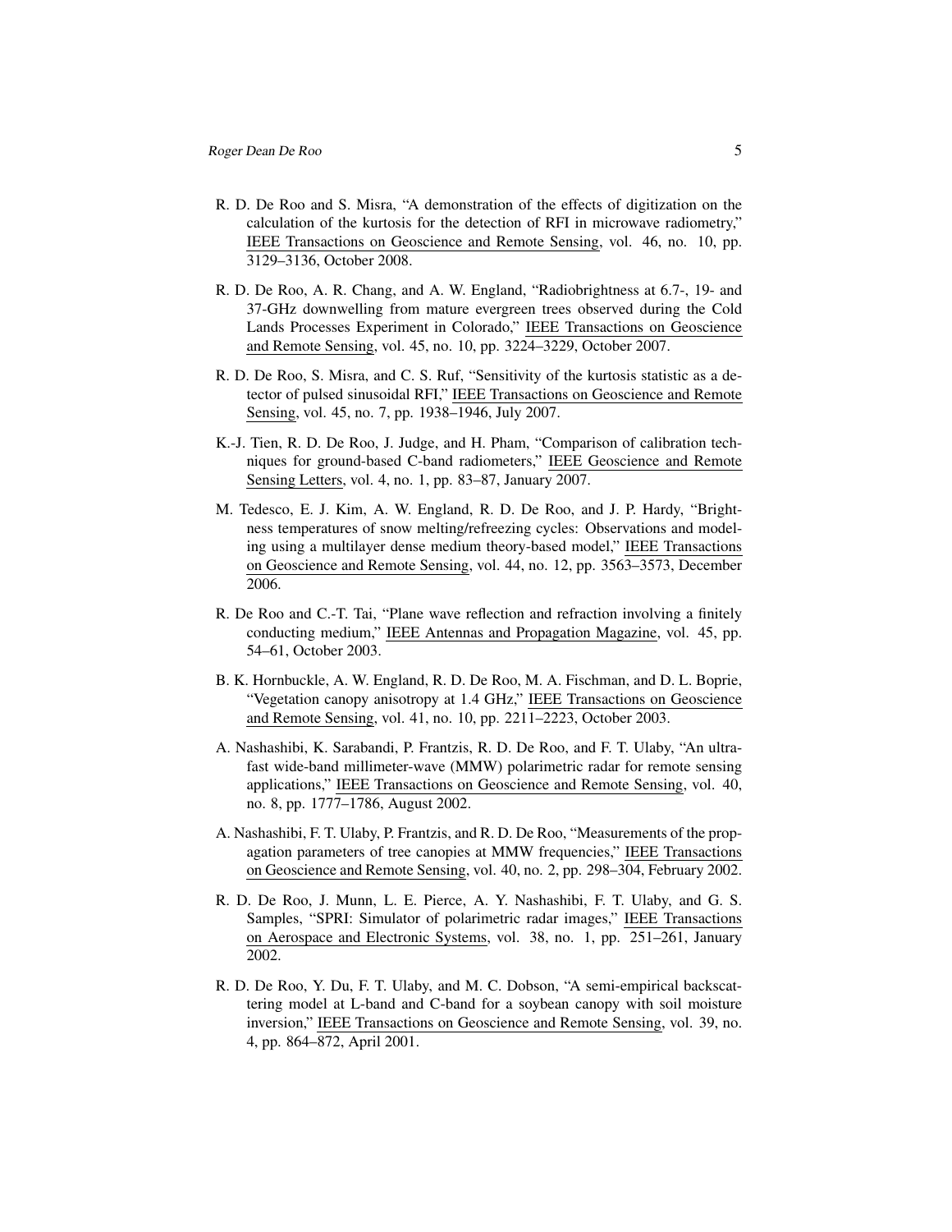R. D. De Roo and S. Misra, "A demonstration of the effects of digitization on the calculation of the kurtosis for the detection of RFI in microwave radiometry," IEEE Transactions on Geoscience and Remote Sensing, vol. 46, no. 10, pp. 3129–3136, October 2008.

R. D. De Roo, A. R. Chang, and A. W. England, "Radiobrightness at 6.7-, 19- and 37-GHz downwelling from mature evergreen trees observed during the Cold Lands Processes Experiment in Colorado," IEEE Transactions on Geoscience and Remote Sensing, vol. 45, no. 10, pp. 3224–3229, October 2007.

R. D. De Roo, S. Misra, and C. S. Ruf, "Sensitivity of the kurtosis statistic as a detector of pulsed sinusoidal RFI," IEEE Transactions on Geoscience and Remote Sensing, vol. 45, no. 7, pp. 1938–1946, July 2007.

K.-J. Tien, R. D. De Roo, J. Judge, and H. Pham, "Comparison of calibration techniques for ground-based C-band radiometers," IEEE Geoscience and Remote Sensing Letters, vol. 4, no. 1, pp. 83–87, January 2007.

M. Tedesco, E. J. Kim, A. W. England, R. D. De Roo, and J. P. Hardy, "Brightness temperatures of snow melting/refreezing cycles: Observations and modeling using a multilayer dense medium theory-based model," IEEE Transactions on Geoscience and Remote Sensing, vol. 44, no. 12, pp. 3563–3573, December 2006.

R. De Roo and C.-T. Tai, "Plane wave reflection and refraction involving a finitely conducting medium," IEEE Antennas and Propagation Magazine, vol. 45, pp. 54–61, October 2003.

B. K. Hornbuckle, A. W. England, R. D. De Roo, M. A. Fischman, and D. L. Boprie, "Vegetation canopy anisotropy at 1.4 GHz," IEEE Transactions on Geoscience and Remote Sensing, vol. 41, no. 10, pp. 2211–2223, October 2003.

A. Nashashibi, K. Sarabandi, P. Frantzis, R. D. De Roo, and F. T. Ulaby, "An ultrafast wide-band millimeter-wave (MMW) polarimetric radar for remote sensing applications," IEEE Transactions on Geoscience and Remote Sensing, vol. 40, no. 8, pp. 1777–1786, August 2002.

A. Nashashibi, F. T. Ulaby, P. Frantzis, and R. D. De Roo, "Measurements of the propagation parameters of tree canopies at MMW frequencies," IEEE Transactions on Geoscience and Remote Sensing, vol. 40, no. 2, pp. 298–304, February 2002.

R. D. De Roo, J. Munn, L. E. Pierce, A. Y. Nashashibi, F. T. Ulaby, and G. S. Samples, "SPRI: Simulator of polarimetric radar images," IEEE Transactions on Aerospace and Electronic Systems, vol. 38, no. 1, pp. 251–261, January 2002.

R. D. De Roo, Y. Du, F. T. Ulaby, and M. C. Dobson, "A semi-empirical backscattering model at L-band and C-band for a soybean canopy with soil moisture inversion," IEEE Transactions on Geoscience and Remote Sensing, vol. 39, no. 4, pp. 864–872, April 2001.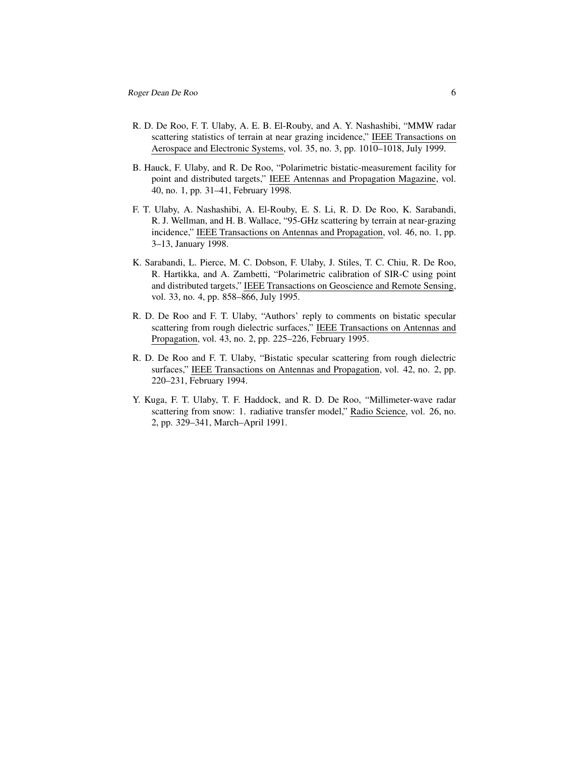R. D. De Roo, F. T. Ulaby, A. E. B. El-Rouby, and A. Y. Nashashibi, "MMW radar scattering statistics of terrain at near grazing incidence," IEEE Transactions on Aerospace and Electronic Systems, vol. 35, no. 3, pp. 1010–1018, July 1999.

B. Hauck, F. Ulaby, and R. De Roo, "Polarimetric bistatic-measurement facility for point and distributed targets," IEEE Antennas and Propagation Magazine, vol. 40, no. 1, pp. 31–41, February 1998.

F. T. Ulaby, A. Nashashibi, A. El-Rouby, E. S. Li, R. D. De Roo, K. Sarabandi, R. J. Wellman, and H. B. Wallace, "95-GHz scattering by terrain at near-grazing incidence," IEEE Transactions on Antennas and Propagation, vol. 46, no. 1, pp. 3–13, January 1998.

K. Sarabandi, L. Pierce, M. C. Dobson, F. Ulaby, J. Stiles, T. C. Chiu, R. De Roo, R. Hartikka, and A. Zambetti, "Polarimetric calibration of SIR-C using point and distributed targets," IEEE Transactions on Geoscience and Remote Sensing, vol. 33, no. 4, pp. 858–866, July 1995.

R. D. De Roo and F. T. Ulaby, "Authors' reply to comments on bistatic specular scattering from rough dielectric surfaces," IEEE Transactions on Antennas and Propagation, vol. 43, no. 2, pp. 225–226, February 1995.

R. D. De Roo and F. T. Ulaby, "Bistatic specular scattering from rough dielectric surfaces," IEEE Transactions on Antennas and Propagation, vol. 42, no. 2, pp. 220–231, February 1994.

Y. Kuga, F. T. Ulaby, T. F. Haddock, and R. D. De Roo, "Millimeter-wave radar scattering from snow: 1. radiative transfer model," Radio Science, vol. 26, no. 2, pp. 329–341, March–April 1991.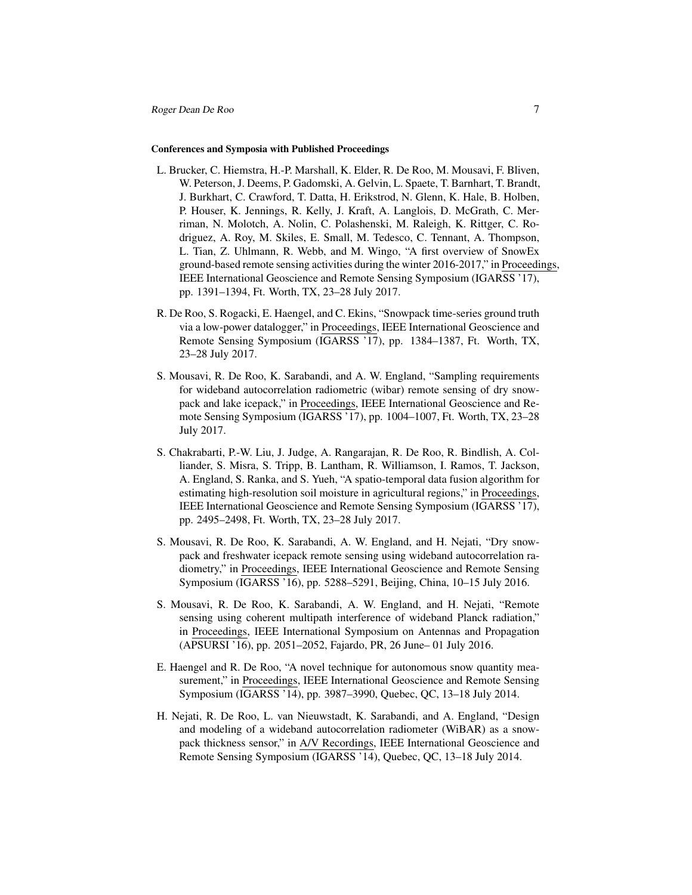#### Conferences and Symposia with Published Proceedings

L. Brucker, C. Hiemstra, H.-P. Marshall, K. Elder, R. De Roo, M. Mousavi, F. Bliven, W. Peterson, J. Deems, P. Gadomski, A. Gelvin, L. Spaete, T. Barnhart, T. Brandt, J. Burkhart, C. Crawford, T. Datta, H. Erikstrod, N. Glenn, K. Hale, B. Holben, P. Houser, K. Jennings, R. Kelly, J. Kraft, A. Langlois, D. McGrath, C. Merriman, N. Molotch, A. Nolin, C. Polashenski, M. Raleigh, K. Rittger, C. Rodriguez, A. Roy, M. Skiles, E. Small, M. Tedesco, C. Tennant, A. Thompson, L. Tian, Z. Uhlmann, R. Webb, and M. Wingo, "A first overview of SnowEx ground-based remote sensing activities during the winter 2016-2017," in Proceedings, IEEE International Geoscience and Remote Sensing Symposium (IGARSS '17), pp. 1391–1394, Ft. Worth, TX, 23–28 July 2017.

R. De Roo, S. Rogacki, E. Haengel, and C. Ekins, "Snowpack time-series ground truth via a low-power datalogger," in Proceedings, IEEE International Geoscience and Remote Sensing Symposium (IGARSS '17), pp. 1384–1387, Ft. Worth, TX, 23–28 July 2017.

S. Mousavi, R. De Roo, K. Sarabandi, and A. W. England, "Sampling requirements for wideband autocorrelation radiometric (wibar) remote sensing of dry snowpack and lake icepack," in Proceedings, IEEE International Geoscience and Remote Sensing Symposium (IGARSS '17), pp. 1004–1007, Ft. Worth, TX, 23–28 July 2017.

S. Chakrabarti, P.-W. Liu, J. Judge, A. Rangarajan, R. De Roo, R. Bindlish, A. Colliander, S. Misra, S. Tripp, B. Lantham, R. Williamson, I. Ramos, T. Jackson, A. England, S. Ranka, and S. Yueh, "A spatio-temporal data fusion algorithm for estimating high-resolution soil moisture in agricultural regions," in Proceedings, IEEE International Geoscience and Remote Sensing Symposium (IGARSS '17), pp. 2495–2498, Ft. Worth, TX, 23–28 July 2017.

S. Mousavi, R. De Roo, K. Sarabandi, A. W. England, and H. Nejati, "Dry snowpack and freshwater icepack remote sensing using wideband autocorrelation radiometry," in Proceedings, IEEE International Geoscience and Remote Sensing Symposium (IGARSS '16), pp. 5288–5291, Beijing, China, 10–15 July 2016.

S. Mousavi, R. De Roo, K. Sarabandi, A. W. England, and H. Nejati, "Remote sensing using coherent multipath interference of wideband Planck radiation," in Proceedings, IEEE International Symposium on Antennas and Propagation (APSURSI '16), pp. 2051–2052, Fajardo, PR, 26 June– 01 July 2016.

E. Haengel and R. De Roo, "A novel technique for autonomous snow quantity measurement," in Proceedings, IEEE International Geoscience and Remote Sensing Symposium (IGARSS '14), pp. 3987–3990, Quebec, QC, 13–18 July 2014.

H. Nejati, R. De Roo, L. van Nieuwstadt, K. Sarabandi, and A. England, "Design and modeling of a wideband autocorrelation radiometer (WiBAR) as a snowpack thickness sensor," in A/V Recordings, IEEE International Geoscience and Remote Sensing Symposium (IGARSS '14), Quebec, QC, 13–18 July 2014.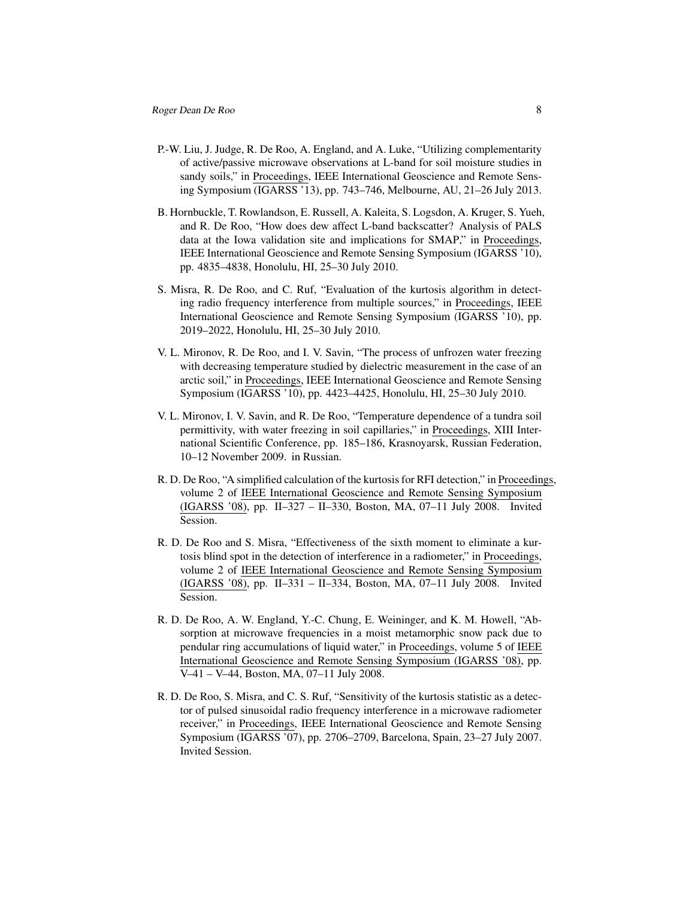P.-W. Liu, J. Judge, R. De Roo, A. England, and A. Luke, "Utilizing complementarity of active/passive microwave observations at L-band for soil moisture studies in sandy soils," in Proceedings, IEEE International Geoscience and Remote Sensing Symposium (IGARSS '13), pp. 743–746, Melbourne, AU, 21–26 July 2013.

B. Hornbuckle, T. Rowlandson, E. Russell, A. Kaleita, S. Logsdon, A. Kruger, S. Yueh, and R. De Roo, "How does dew affect L-band backscatter? Analysis of PALS data at the Iowa validation site and implications for SMAP," in Proceedings, IEEE International Geoscience and Remote Sensing Symposium (IGARSS '10), pp. 4835–4838, Honolulu, HI, 25–30 July 2010.

S. Misra, R. De Roo, and C. Ruf, "Evaluation of the kurtosis algorithm in detecting radio frequency interference from multiple sources," in Proceedings, IEEE International Geoscience and Remote Sensing Symposium (IGARSS '10), pp. 2019–2022, Honolulu, HI, 25–30 July 2010.

V. L. Mironov, R. De Roo, and I. V. Savin, "The process of unfrozen water freezing with decreasing temperature studied by dielectric measurement in the case of an arctic soil," in Proceedings, IEEE International Geoscience and Remote Sensing Symposium (IGARSS '10), pp. 4423–4425, Honolulu, HI, 25–30 July 2010.

V. L. Mironov, I. V. Savin, and R. De Roo, "Temperature dependence of a tundra soil permittivity, with water freezing in soil capillaries," in Proceedings, XIII International Scientific Conference, pp. 185–186, Krasnoyarsk, Russian Federation, 10–12 November 2009. in Russian.

R. D. De Roo, "A simplified calculation of the kurtosis for RFI detection," in Proceedings, volume 2 of IEEE International Geoscience and Remote Sensing Symposium (IGARSS '08), pp. II–327 – II–330, Boston, MA, 07–11 July 2008. Invited Session.

R. D. De Roo and S. Misra, "Effectiveness of the sixth moment to eliminate a kurtosis blind spot in the detection of interference in a radiometer," in Proceedings, volume 2 of IEEE International Geoscience and Remote Sensing Symposium (IGARSS '08), pp. II–331 – II–334, Boston, MA, 07–11 July 2008. Invited Session.

R. D. De Roo, A. W. England, Y.-C. Chung, E. Weininger, and K. M. Howell, "Absorption at microwave frequencies in a moist metamorphic snow pack due to pendular ring accumulations of liquid water," in Proceedings, volume 5 of IEEE International Geoscience and Remote Sensing Symposium (IGARSS '08), pp. V–41 – V–44, Boston, MA, 07–11 July 2008.

R. D. De Roo, S. Misra, and C. S. Ruf, "Sensitivity of the kurtosis statistic as a detector of pulsed sinusoidal radio frequency interference in a microwave radiometer receiver," in Proceedings, IEEE International Geoscience and Remote Sensing Symposium (IGARSS '07), pp. 2706–2709, Barcelona, Spain, 23–27 July 2007. Invited Session.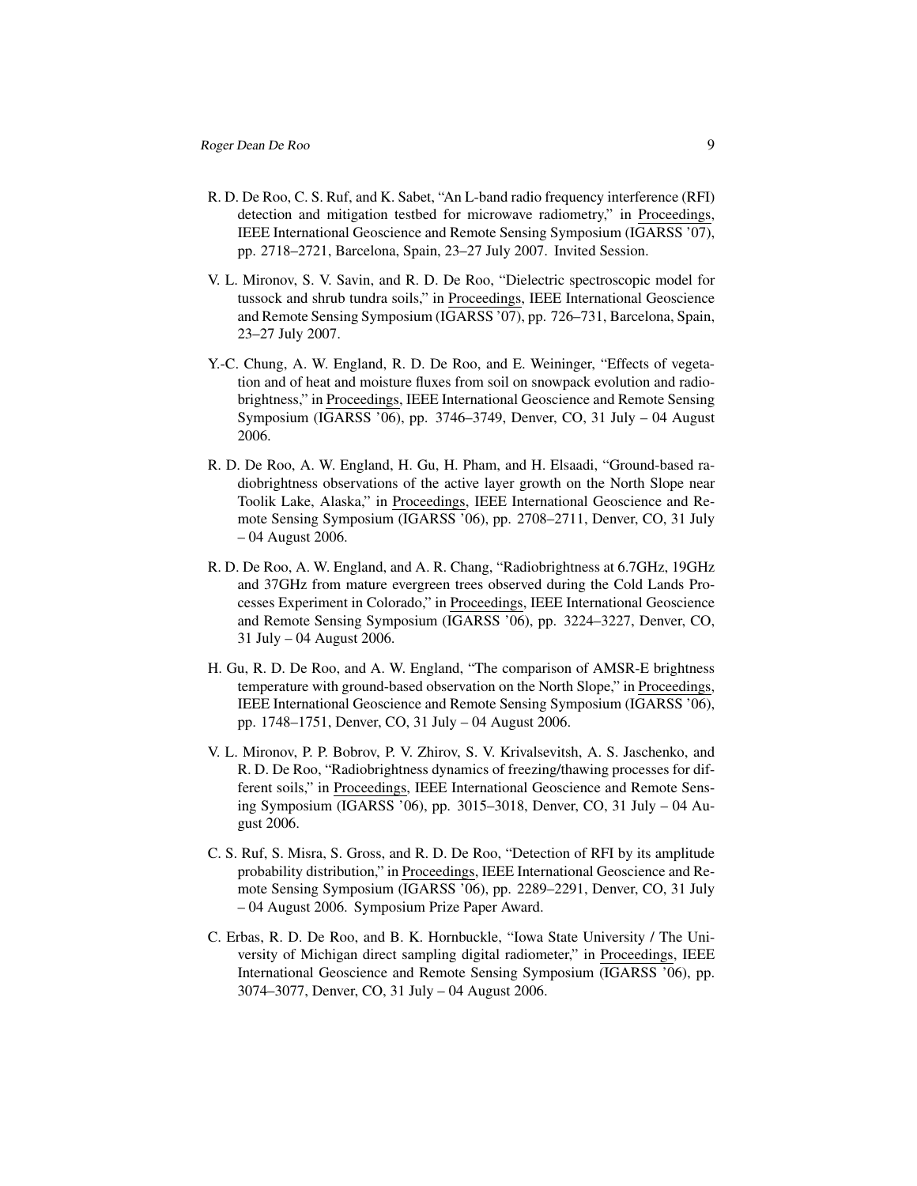R. D. De Roo, C. S. Ruf, and K. Sabet, "An L-band radio frequency interference (RFI) detection and mitigation testbed for microwave radiometry," in Proceedings, IEEE International Geoscience and Remote Sensing Symposium (IGARSS '07), pp. 2718–2721, Barcelona, Spain, 23–27 July 2007. Invited Session.

V. L. Mironov, S. V. Savin, and R. D. De Roo, "Dielectric spectroscopic model for tussock and shrub tundra soils," in Proceedings, IEEE International Geoscience and Remote Sensing Symposium (IGARSS '07), pp. 726–731, Barcelona, Spain, 23–27 July 2007.

Y.-C. Chung, A. W. England, R. D. De Roo, and E. Weininger, "Effects of vegetation and of heat and moisture fluxes from soil on snowpack evolution and radiobrightness," in Proceedings, IEEE International Geoscience and Remote Sensing Symposium (IGARSS '06), pp. 3746–3749, Denver, CO, 31 July – 04 August 2006.

R. D. De Roo, A. W. England, H. Gu, H. Pham, and H. Elsaadi, "Ground-based radiobrightness observations of the active layer growth on the North Slope near Toolik Lake, Alaska," in Proceedings, IEEE International Geoscience and Remote Sensing Symposium (IGARSS '06), pp. 2708–2711, Denver, CO, 31 July – 04 August 2006.

R. D. De Roo, A. W. England, and A. R. Chang, "Radiobrightness at 6.7GHz, 19GHz and 37GHz from mature evergreen trees observed during the Cold Lands Processes Experiment in Colorado," in Proceedings, IEEE International Geoscience and Remote Sensing Symposium (IGARSS '06), pp. 3224–3227, Denver, CO, 31 July – 04 August 2006.

H. Gu, R. D. De Roo, and A. W. England, "The comparison of AMSR-E brightness temperature with ground-based observation on the North Slope," in Proceedings, IEEE International Geoscience and Remote Sensing Symposium (IGARSS '06), pp. 1748–1751, Denver, CO, 31 July – 04 August 2006.

V. L. Mironov, P. P. Bobrov, P. V. Zhirov, S. V. Krivalsevitsh, A. S. Jaschenko, and R. D. De Roo, "Radiobrightness dynamics of freezing/thawing processes for different soils," in Proceedings, IEEE International Geoscience and Remote Sensing Symposium (IGARSS '06), pp. 3015–3018, Denver, CO, 31 July – 04 August 2006.

C. S. Ruf, S. Misra, S. Gross, and R. D. De Roo, "Detection of RFI by its amplitude probability distribution," in Proceedings, IEEE International Geoscience and Remote Sensing Symposium (IGARSS '06), pp. 2289–2291, Denver, CO, 31 July – 04 August 2006. Symposium Prize Paper Award.

C. Erbas, R. D. De Roo, and B. K. Hornbuckle, "Iowa State University / The University of Michigan direct sampling digital radiometer," in Proceedings, IEEE International Geoscience and Remote Sensing Symposium (IGARSS '06), pp. 3074–3077, Denver, CO, 31 July – 04 August 2006.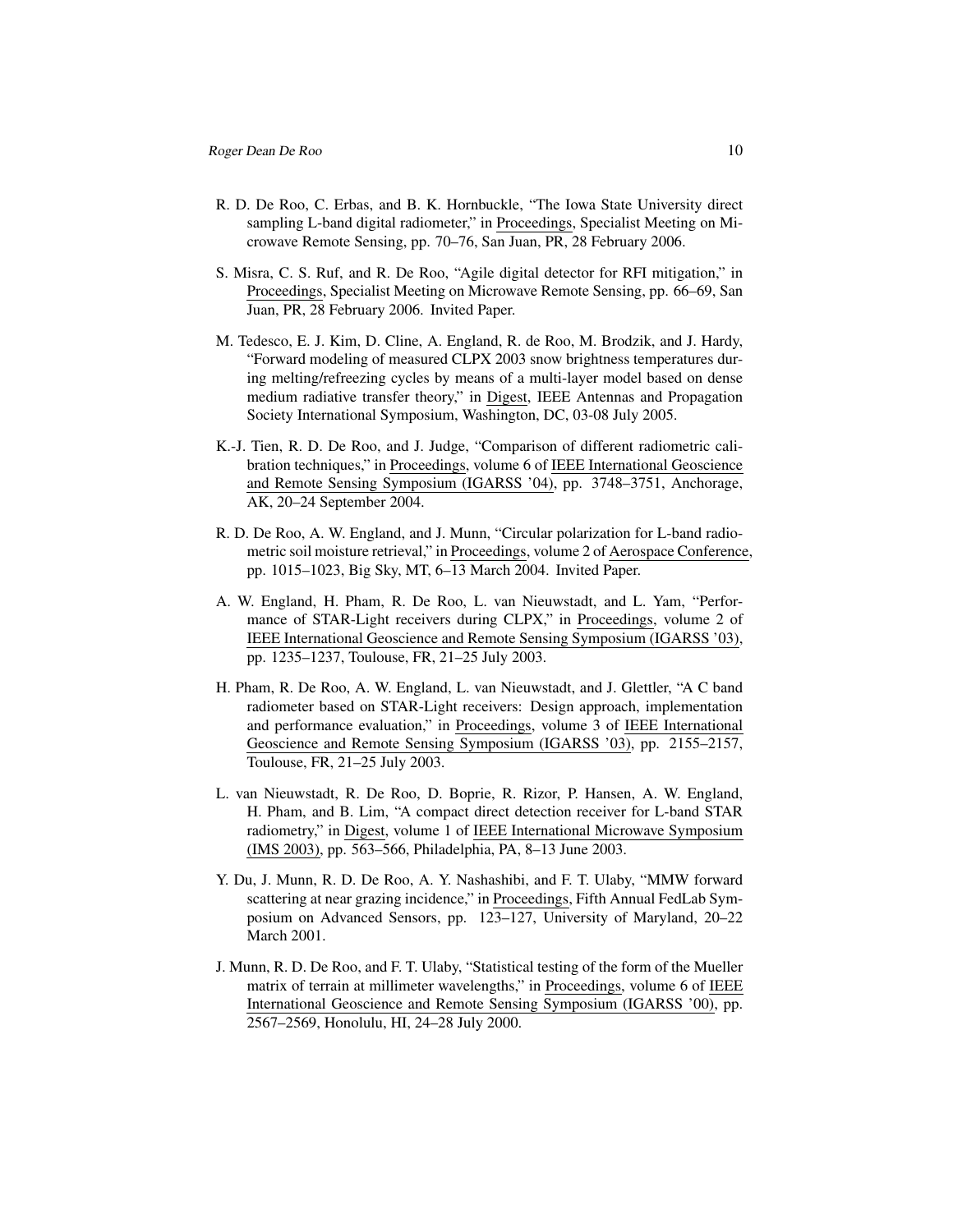R. D. De Roo, C. Erbas, and B. K. Hornbuckle, "The Iowa State University direct sampling L-band digital radiometer," in Proceedings, Specialist Meeting on Microwave Remote Sensing, pp. 70–76, San Juan, PR, 28 February 2006.

S. Misra, C. S. Ruf, and R. De Roo, "Agile digital detector for RFI mitigation," in Proceedings, Specialist Meeting on Microwave Remote Sensing, pp. 66–69, San Juan, PR, 28 February 2006. Invited Paper.

M. Tedesco, E. J. Kim, D. Cline, A. England, R. de Roo, M. Brodzik, and J. Hardy, "Forward modeling of measured CLPX 2003 snow brightness temperatures during melting/refreezing cycles by means of a multi-layer model based on dense medium radiative transfer theory," in Digest, IEEE Antennas and Propagation Society International Symposium, Washington, DC, 03-08 July 2005.

K.-J. Tien, R. D. De Roo, and J. Judge, "Comparison of different radiometric calibration techniques," in Proceedings, volume 6 of IEEE International Geoscience and Remote Sensing Symposium (IGARSS '04), pp. 3748–3751, Anchorage, AK, 20–24 September 2004.

R. D. De Roo, A. W. England, and J. Munn, "Circular polarization for L-band radiometric soil moisture retrieval," in Proceedings, volume 2 of Aerospace Conference, pp. 1015–1023, Big Sky, MT, 6–13 March 2004. Invited Paper.

A. W. England, H. Pham, R. De Roo, L. van Nieuwstadt, and L. Yam, "Performance of STAR-Light receivers during CLPX," in Proceedings, volume 2 of IEEE International Geoscience and Remote Sensing Symposium (IGARSS '03), pp. 1235–1237, Toulouse, FR, 21–25 July 2003.

H. Pham, R. De Roo, A. W. England, L. van Nieuwstadt, and J. Glettler, "A C band radiometer based on STAR-Light receivers: Design approach, implementation and performance evaluation," in Proceedings, volume 3 of IEEE International Geoscience and Remote Sensing Symposium (IGARSS '03), pp. 2155–2157, Toulouse, FR, 21–25 July 2003.

L. van Nieuwstadt, R. De Roo, D. Boprie, R. Rizor, P. Hansen, A. W. England, H. Pham, and B. Lim, "A compact direct detection receiver for L-band STAR radiometry," in Digest, volume 1 of IEEE International Microwave Symposium (IMS 2003), pp. 563–566, Philadelphia, PA, 8–13 June 2003.

Y. Du, J. Munn, R. D. De Roo, A. Y. Nashashibi, and F. T. Ulaby, "MMW forward scattering at near grazing incidence," in Proceedings, Fifth Annual FedLab Symposium on Advanced Sensors, pp. 123–127, University of Maryland, 20–22 March 2001.

J. Munn, R. D. De Roo, and F. T. Ulaby, "Statistical testing of the form of the Mueller matrix of terrain at millimeter wavelengths," in Proceedings, volume 6 of IEEE International Geoscience and Remote Sensing Symposium (IGARSS '00), pp. 2567–2569, Honolulu, HI, 24–28 July 2000.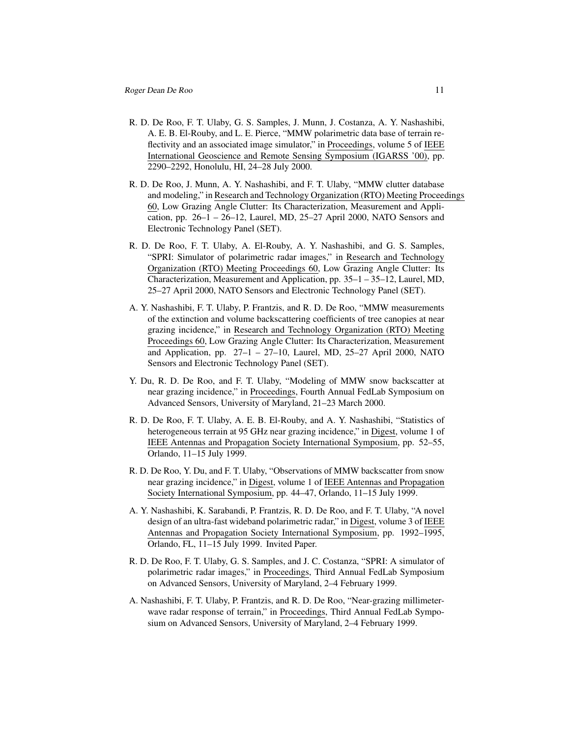R. D. De Roo, F. T. Ulaby, G. S. Samples, J. Munn, J. Costanza, A. Y. Nashashibi, A. E. B. El-Rouby, and L. E. Pierce, "MMW polarimetric data base of terrain reflectivity and an associated image simulator," in Proceedings, volume 5 of IEEE International Geoscience and Remote Sensing Symposium (IGARSS '00), pp. 2290–2292, Honolulu, HI, 24–28 July 2000.

R. D. De Roo, J. Munn, A. Y. Nashashibi, and F. T. Ulaby, "MMW clutter database and modeling," in Research and Technology Organization (RTO) Meeting Proceedings 60, Low Grazing Angle Clutter: Its Characterization, Measurement and Application, pp. 26–1 – 26–12, Laurel, MD, 25–27 April 2000, NATO Sensors and Electronic Technology Panel (SET).

R. D. De Roo, F. T. Ulaby, A. El-Rouby, A. Y. Nashashibi, and G. S. Samples, "SPRI: Simulator of polarimetric radar images," in Research and Technology Organization (RTO) Meeting Proceedings 60, Low Grazing Angle Clutter: Its Characterization, Measurement and Application, pp. 35–1 – 35–12, Laurel, MD, 25–27 April 2000, NATO Sensors and Electronic Technology Panel (SET).

A. Y. Nashashibi, F. T. Ulaby, P. Frantzis, and R. D. De Roo, "MMW measurements of the extinction and volume backscattering coefficients of tree canopies at near grazing incidence," in Research and Technology Organization (RTO) Meeting Proceedings 60, Low Grazing Angle Clutter: Its Characterization, Measurement and Application, pp. 27–1 – 27–10, Laurel, MD, 25–27 April 2000, NATO Sensors and Electronic Technology Panel (SET).

Y. Du, R. D. De Roo, and F. T. Ulaby, "Modeling of MMW snow backscatter at near grazing incidence," in Proceedings, Fourth Annual FedLab Symposium on Advanced Sensors, University of Maryland, 21–23 March 2000.

R. D. De Roo, F. T. Ulaby, A. E. B. El-Rouby, and A. Y. Nashashibi, "Statistics of heterogeneous terrain at 95 GHz near grazing incidence," in Digest, volume 1 of IEEE Antennas and Propagation Society International Symposium, pp. 52–55, Orlando, 11–15 July 1999.

R. D. De Roo, Y. Du, and F. T. Ulaby, "Observations of MMW backscatter from snow near grazing incidence," in Digest, volume 1 of IEEE Antennas and Propagation Society International Symposium, pp. 44–47, Orlando, 11–15 July 1999.

A. Y. Nashashibi, K. Sarabandi, P. Frantzis, R. D. De Roo, and F. T. Ulaby, "A novel design of an ultra-fast wideband polarimetric radar," in Digest, volume 3 of IEEE Antennas and Propagation Society International Symposium, pp. 1992–1995, Orlando, FL, 11–15 July 1999. Invited Paper.

R. D. De Roo, F. T. Ulaby, G. S. Samples, and J. C. Costanza, "SPRI: A simulator of polarimetric radar images," in Proceedings, Third Annual FedLab Symposium on Advanced Sensors, University of Maryland, 2–4 February 1999.

A. Nashashibi, F. T. Ulaby, P. Frantzis, and R. D. De Roo, "Near-grazing millimeter-wave radar response of terrain," in Proceedings, Third Annual FedLab Symposium on Advanced Sensors, University of Maryland, 2–4 February 1999.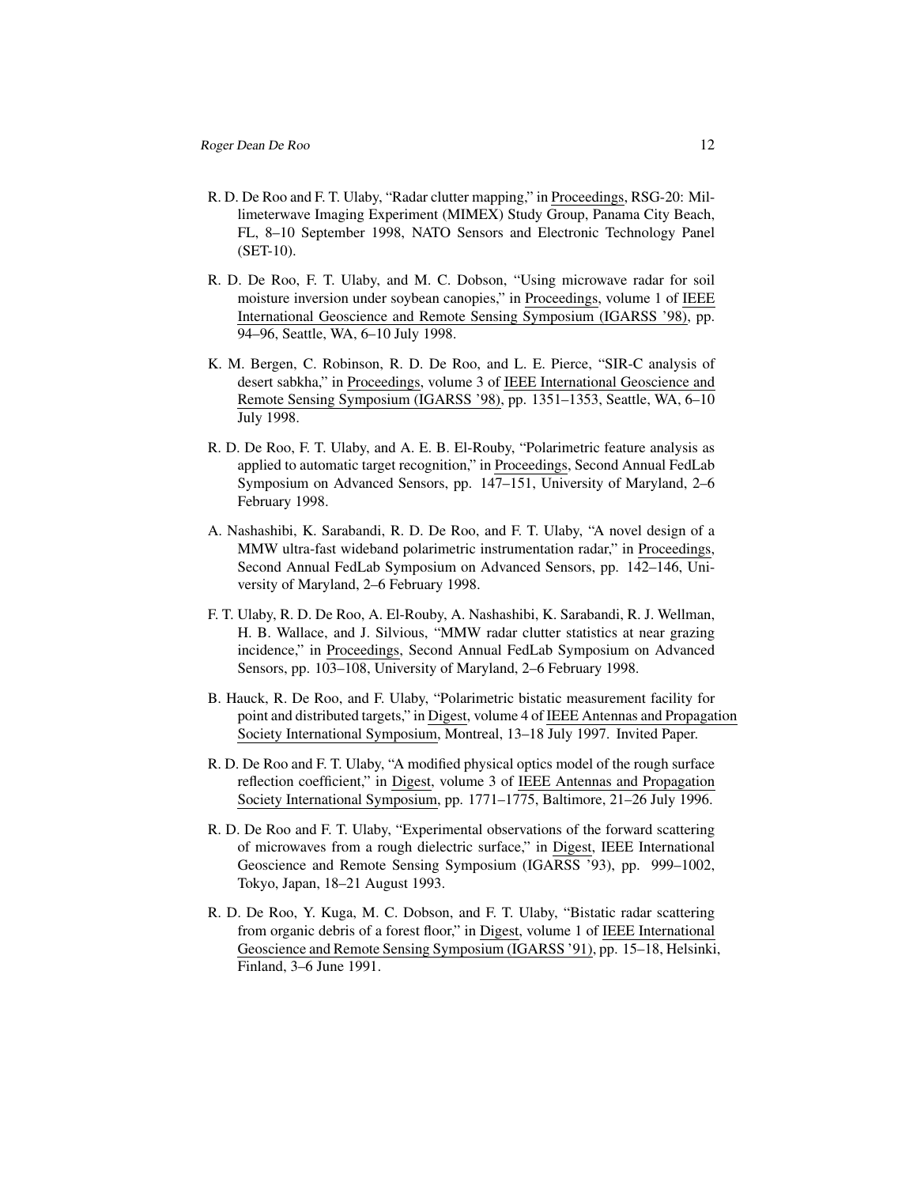R. D. De Roo and F. T. Ulaby, "Radar clutter mapping," in Proceedings, RSG-20: Millimeterwave Imaging Experiment (MIMEX) Study Group, Panama City Beach, FL, 8–10 September 1998, NATO Sensors and Electronic Technology Panel (SET-10).

R. D. De Roo, F. T. Ulaby, and M. C. Dobson, "Using microwave radar for soil moisture inversion under soybean canopies," in Proceedings, volume 1 of IEEE International Geoscience and Remote Sensing Symposium (IGARSS '98), pp. 94–96, Seattle, WA, 6–10 July 1998.

K. M. Bergen, C. Robinson, R. D. De Roo, and L. E. Pierce, "SIR-C analysis of desert sabkha," in Proceedings, volume 3 of IEEE International Geoscience and Remote Sensing Symposium (IGARSS '98), pp. 1351–1353, Seattle, WA, 6–10 July 1998.

R. D. De Roo, F. T. Ulaby, and A. E. B. El-Rouby, "Polarimetric feature analysis as applied to automatic target recognition," in Proceedings, Second Annual FedLab Symposium on Advanced Sensors, pp. 147–151, University of Maryland, 2–6 February 1998.

A. Nashashibi, K. Sarabandi, R. D. De Roo, and F. T. Ulaby, "A novel design of a MMW ultra-fast wideband polarimetric instrumentation radar," in Proceedings, Second Annual FedLab Symposium on Advanced Sensors, pp. 142–146, University of Maryland, 2–6 February 1998.

F. T. Ulaby, R. D. De Roo, A. El-Rouby, A. Nashashibi, K. Sarabandi, R. J. Wellman, H. B. Wallace, and J. Silvious, "MMW radar clutter statistics at near grazing incidence," in Proceedings, Second Annual FedLab Symposium on Advanced Sensors, pp. 103–108, University of Maryland, 2–6 February 1998.

B. Hauck, R. De Roo, and F. Ulaby, "Polarimetric bistatic measurement facility for point and distributed targets," in Digest, volume 4 of IEEE Antennas and Propagation Society International Symposium, Montreal, 13–18 July 1997. Invited Paper.

R. D. De Roo and F. T. Ulaby, "A modified physical optics model of the rough surface reflection coefficient," in Digest, volume 3 of IEEE Antennas and Propagation Society International Symposium, pp. 1771–1775, Baltimore, 21–26 July 1996.

R. D. De Roo and F. T. Ulaby, "Experimental observations of the forward scattering of microwaves from a rough dielectric surface," in Digest, IEEE International Geoscience and Remote Sensing Symposium (IGARSS '93), pp. 999–1002, Tokyo, Japan, 18–21 August 1993.

R. D. De Roo, Y. Kuga, M. C. Dobson, and F. T. Ulaby, "Bistatic radar scattering from organic debris of a forest floor," in Digest, volume 1 of IEEE International Geoscience and Remote Sensing Symposium (IGARSS '91), pp. 15–18, Helsinki, Finland, 3–6 June 1991.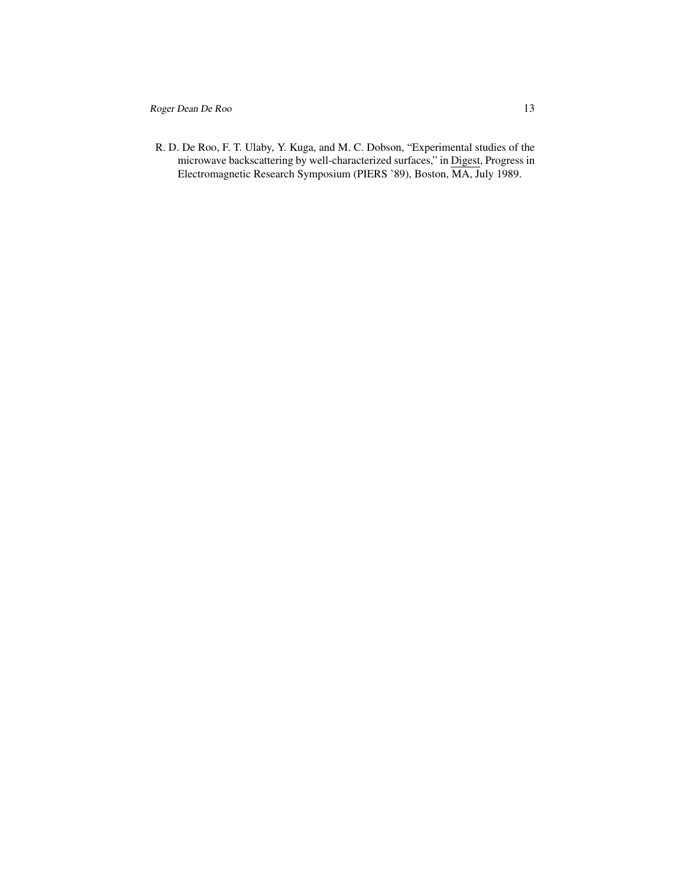R. D. De Roo, F. T. Ulaby, Y. Kuga, and M. C. Dobson, “Experimental studies of the microwave backscattering by well-characterized surfaces,” in <u>Digest</u>, Progress in Electromagnetic Research Symposium (PIERS ’89), Boston, MA, July 1989.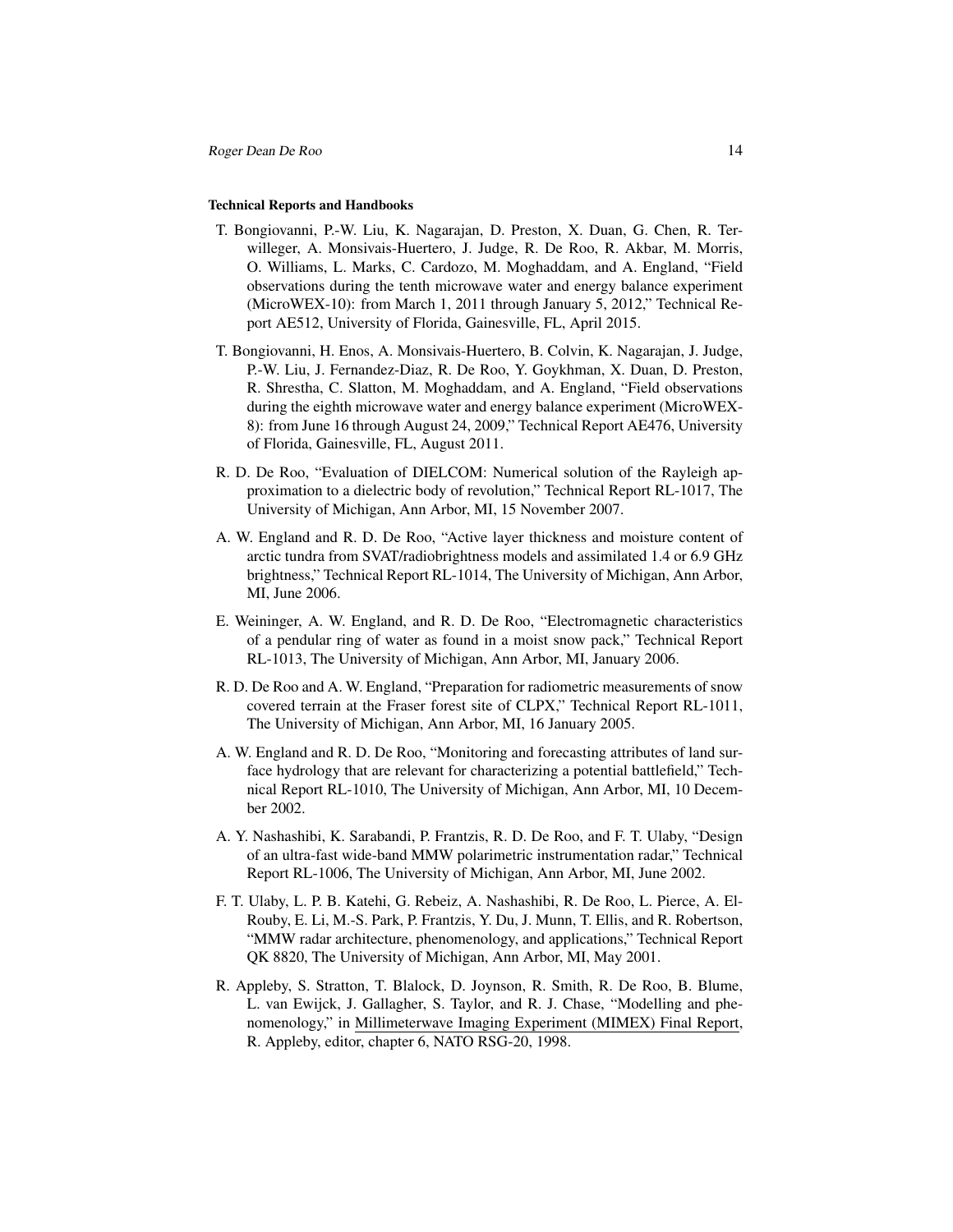**Technical Reports and Handbooks**

T. Bongiovanni, P.-W. Liu, K. Nagarajan, D. Preston, X. Duan, G. Chen, R. Terwilleger, A. Monsivais-Huertero, J. Judge, R. De Roo, R. Akbar, M. Morris, O. Williams, L. Marks, C. Cardozo, M. Moghaddam, and A. England, "Field observations during the tenth microwave water and energy balance experiment (MicroWEX-10): from March 1, 2011 through January 5, 2012," Technical Report AE512, University of Florida, Gainesville, FL, April 2015.

T. Bongiovanni, H. Enos, A. Monsivais-Huertero, B. Colvin, K. Nagarajan, J. Judge, P.-W. Liu, J. Fernandez-Diaz, R. De Roo, Y. Goykhman, X. Duan, D. Preston, R. Shrestha, C. Slatton, M. Moghaddam, and A. England, "Field observations during the eighth microwave water and energy balance experiment (MicroWEX-8): from June 16 through August 24, 2009," Technical Report AE476, University of Florida, Gainesville, FL, August 2011.

R. D. De Roo, "Evaluation of DIELCOM: Numerical solution of the Rayleigh approximation to a dielectric body of revolution," Technical Report RL-1017, The University of Michigan, Ann Arbor, MI, 15 November 2007.

A. W. England and R. D. De Roo, "Active layer thickness and moisture content of arctic tundra from SVAT/radiobrightness models and assimilated 1.4 or 6.9 GHz brightness," Technical Report RL-1014, The University of Michigan, Ann Arbor, MI, June 2006.

E. Weininger, A. W. England, and R. D. De Roo, "Electromagnetic characteristics of a pendular ring of water as found in a moist snow pack," Technical Report RL-1013, The University of Michigan, Ann Arbor, MI, January 2006.

R. D. De Roo and A. W. England, "Preparation for radiometric measurements of snow covered terrain at the Fraser forest site of CLPX," Technical Report RL-1011, The University of Michigan, Ann Arbor, MI, 16 January 2005.

A. W. England and R. D. De Roo, "Monitoring and forecasting attributes of land surface hydrology that are relevant for characterizing a potential battlefield," Technical Report RL-1010, The University of Michigan, Ann Arbor, MI, 10 December 2002.

A. Y. Nashashibi, K. Sarabandi, P. Frantzis, R. D. De Roo, and F. T. Ulaby, "Design of an ultra-fast wide-band MMW polarimetric instrumentation radar," Technical Report RL-1006, The University of Michigan, Ann Arbor, MI, June 2002.

F. T. Ulaby, L. P. B. Katehi, G. Rebeiz, A. Nashashibi, R. De Roo, L. Pierce, A. El-Rouby, E. Li, M.-S. Park, P. Frantzis, Y. Du, J. Munn, T. Ellis, and R. Robertson, "MMW radar architecture, phenomenology, and applications," Technical Report QK 8820, The University of Michigan, Ann Arbor, MI, May 2001.

R. Appleby, S. Stratton, T. Blalock, D. Joynson, R. Smith, R. De Roo, B. Blume, L. van Ewijck, J. Gallagher, S. Taylor, and R. J. Chase, "Modelling and phenomenology," in Millimeterwave Imaging Experiment (MIMEX) Final Report, R. Appleby, editor, chapter 6, NATO RSG-20, 1998.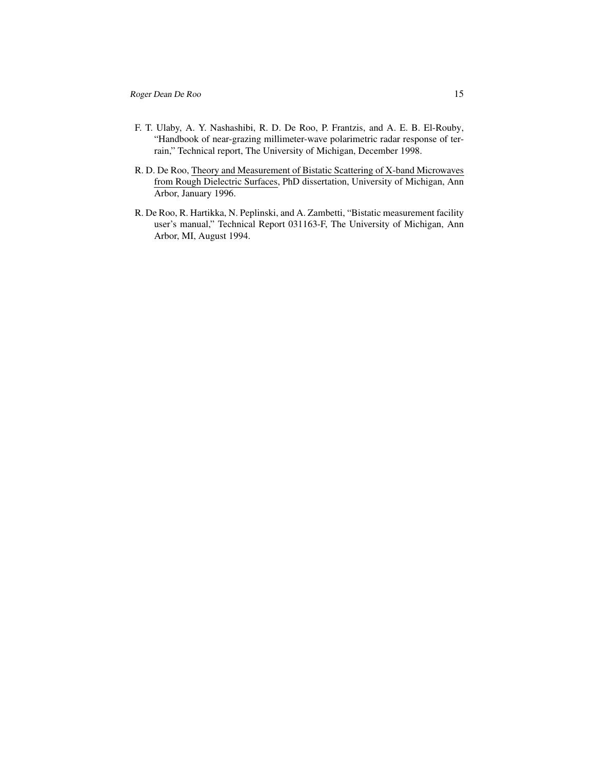F. T. Ulaby, A. Y. Nashashibi, R. D. De Roo, P. Frantzis, and A. E. B. El-Rouby, "Handbook of near-grazing millimeter-wave polarimetric radar response of terrain," Technical report, The University of Michigan, December 1998.

R. D. De Roo, Theory and Measurement of Bistatic Scattering of X-band Microwaves from Rough Dielectric Surfaces, PhD dissertation, University of Michigan, Ann Arbor, January 1996.

R. De Roo, R. Hartikka, N. Peplinski, and A. Zambetti, "Bistatic measurement facility user's manual," Technical Report 031163-F, The University of Michigan, Ann Arbor, MI, August 1994.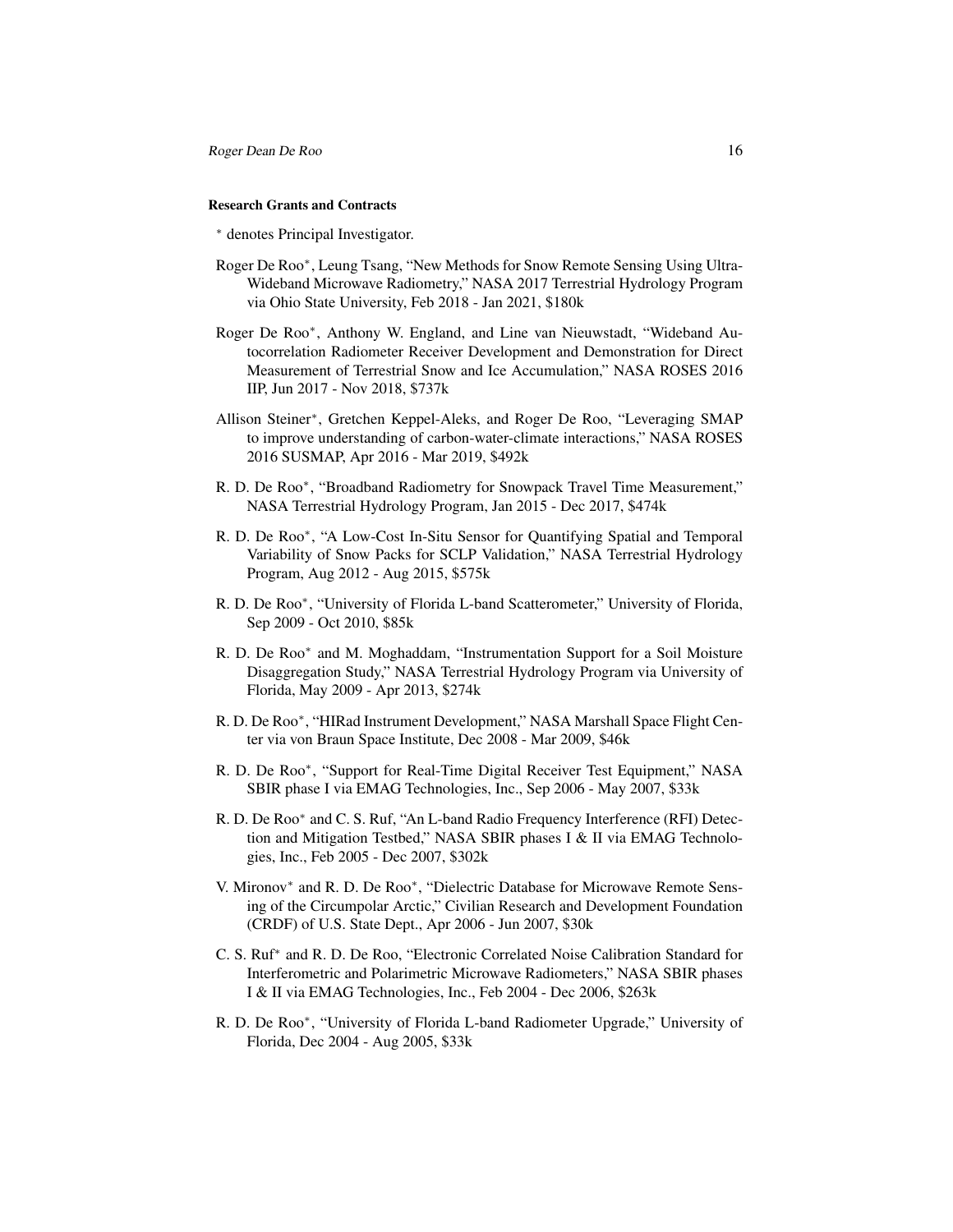**Research Grants and Contracts**

* denotes Principal Investigator.

Roger De Roo*, Leung Tsang, "New Methods for Snow Remote Sensing Using Ultra-Wideband Microwave Radiometry," NASA 2017 Terrestrial Hydrology Program via Ohio State University, Feb 2018 - Jan 2021, $180k

Roger De Roo*, Anthony W. England, and Line van Nieuwstadt, "Wideband Autocorrelation Radiometer Receiver Development and Demonstration for Direct Measurement of Terrestrial Snow and Ice Accumulation," NASA ROSES 2016 IIP, Jun 2017 - Nov 2018, $737k

Allison Steiner*, Gretchen Keppel-Aleks, and Roger De Roo, "Leveraging SMAP to improve understanding of carbon-water-climate interactions," NASA ROSES 2016 SUSMAP, Apr 2016 - Mar 2019, $492k

R. D. De Roo*, "Broadband Radiometry for Snowpack Travel Time Measurement," NASA Terrestrial Hydrology Program, Jan 2015 - Dec 2017, $474k

R. D. De Roo*, "A Low-Cost In-Situ Sensor for Quantifying Spatial and Temporal Variability of Snow Packs for SCLP Validation," NASA Terrestrial Hydrology Program, Aug 2012 - Aug 2015, $575k

R. D. De Roo*, "University of Florida L-band Scatterometer," University of Florida, Sep 2009 - Oct 2010, $85k

R. D. De Roo* and M. Moghaddam, "Instrumentation Support for a Soil Moisture Disaggregation Study," NASA Terrestrial Hydrology Program via University of Florida, May 2009 - Apr 2013, $274k

R. D. De Roo*, "HIRad Instrument Development," NASA Marshall Space Flight Center via von Braun Space Institute, Dec 2008 - Mar 2009, $46k

R. D. De Roo*, "Support for Real-Time Digital Receiver Test Equipment," NASA SBIR phase I via EMAG Technologies, Inc., Sep 2006 - May 2007, $33k

R. D. De Roo* and C. S. Ruf, "An L-band Radio Frequency Interference (RFI) Detection and Mitigation Testbed," NASA SBIR phases I & II via EMAG Technologies, Inc., Feb 2005 - Dec 2007, $302k

V. Mironov* and R. D. De Roo*, "Dielectric Database for Microwave Remote Sensing of the Circumpolar Arctic," Civilian Research and Development Foundation (CRDF) of U.S. State Dept., Apr 2006 - Jun 2007, $30k

C. S. Ruf* and R. D. De Roo, "Electronic Correlated Noise Calibration Standard for Interferometric and Polarimetric Microwave Radiometers," NASA SBIR phases I & II via EMAG Technologies, Inc., Feb 2004 - Dec 2006, $263k

R. D. De Roo*, "University of Florida L-band Radiometer Upgrade," University of Florida, Dec 2004 - Aug 2005, $33k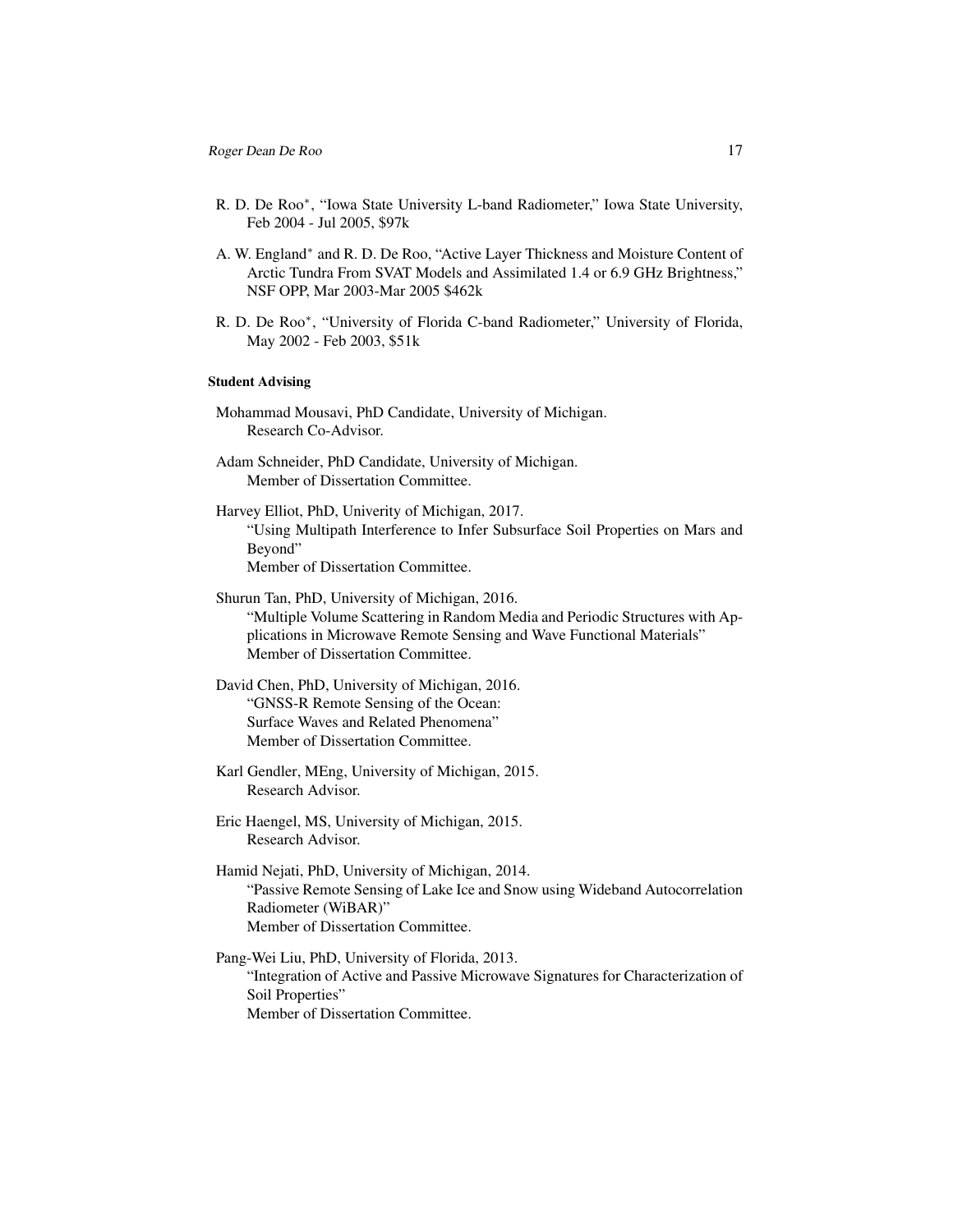R. D. De Roo*, "Iowa State University L-band Radiometer," Iowa State University, Feb 2004 - Jul 2005, $97k

A. W. England* and R. D. De Roo, "Active Layer Thickness and Moisture Content of Arctic Tundra From SVAT Models and Assimilated 1.4 or 6.9 GHz Brightness," NSF OPP, Mar 2003-Mar 2005 $462k

R. D. De Roo*, "University of Florida C-band Radiometer," University of Florida, May 2002 - Feb 2003, $51k

### Student Advising

Mohammad Mousavi, PhD Candidate, University of Michigan.
Research Co-Advisor.

Adam Schneider, PhD Candidate, University of Michigan.
Member of Dissertation Committee.

Harvey Elliot, PhD, Univerity of Michigan, 2017.
"Using Multipath Interference to Infer Subsurface Soil Properties on Mars and Beyond"
Member of Dissertation Committee.

Shurun Tan, PhD, University of Michigan, 2016.
"Multiple Volume Scattering in Random Media and Periodic Structures with Applications in Microwave Remote Sensing and Wave Functional Materials"
Member of Dissertation Committee.

David Chen, PhD, University of Michigan, 2016.
"GNSS-R Remote Sensing of the Ocean:
Surface Waves and Related Phenomena"
Member of Dissertation Committee.

Karl Gendler, MEng, University of Michigan, 2015.
Research Advisor.

Eric Haengel, MS, University of Michigan, 2015.
Research Advisor.

Hamid Nejati, PhD, University of Michigan, 2014.
"Passive Remote Sensing of Lake Ice and Snow using Wideband Autocorrelation Radiometer (WiBAR)"
Member of Dissertation Committee.

Pang-Wei Liu, PhD, University of Florida, 2013.
"Integration of Active and Passive Microwave Signatures for Characterization of Soil Properties"
Member of Dissertation Committee.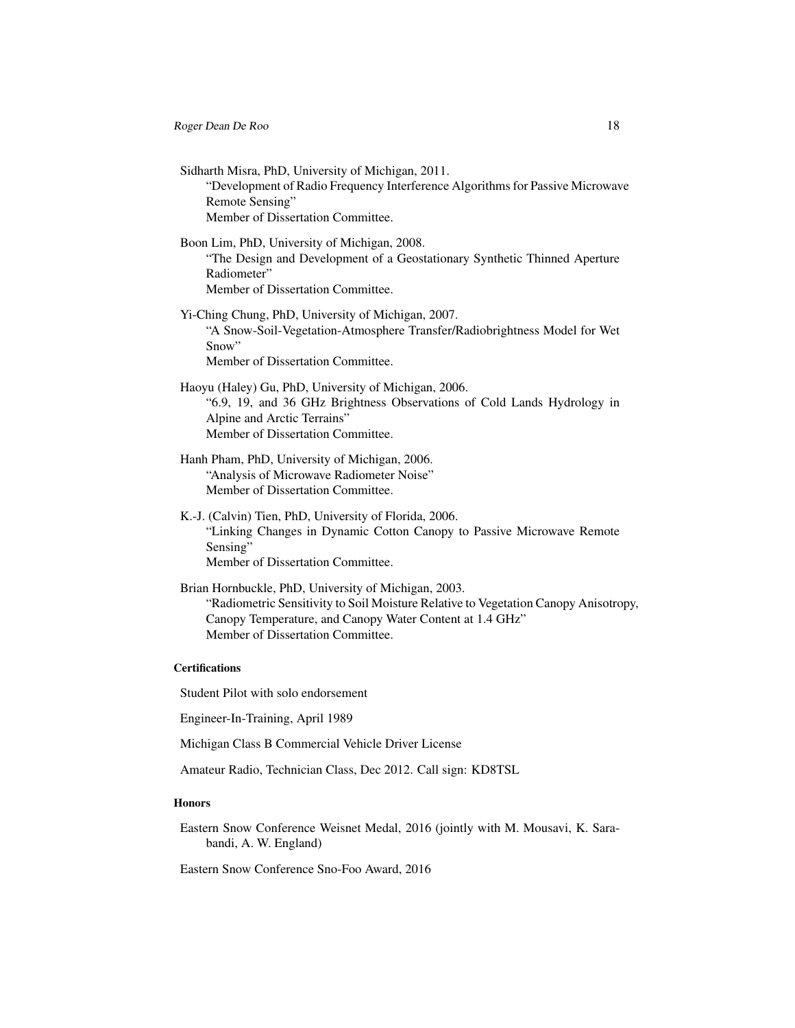Sidharth Misra, PhD, University of Michigan, 2011.
"Development of Radio Frequency Interference Algorithms for Passive Microwave Remote Sensing"
Member of Dissertation Committee.

Boon Lim, PhD, University of Michigan, 2008.
"The Design and Development of a Geostationary Synthetic Thinned Aperture Radiometer"
Member of Dissertation Committee.

Yi-Ching Chung, PhD, University of Michigan, 2007.
"A Snow-Soil-Vegetation-Atmosphere Transfer/Radiobrightness Model for Wet Snow"
Member of Dissertation Committee.

Haoyu (Haley) Gu, PhD, University of Michigan, 2006.
"6.9, 19, and 36 GHz Brightness Observations of Cold Lands Hydrology in Alpine and Arctic Terrains"
Member of Dissertation Committee.

Hanh Pham, PhD, University of Michigan, 2006.
"Analysis of Microwave Radiometer Noise"
Member of Dissertation Committee.

K.-J. (Calvin) Tien, PhD, University of Florida, 2006.
"Linking Changes in Dynamic Cotton Canopy to Passive Microwave Remote Sensing"
Member of Dissertation Committee.

Brian Hornbuckle, PhD, University of Michigan, 2003.
"Radiometric Sensitivity to Soil Moisture Relative to Vegetation Canopy Anisotropy, Canopy Temperature, and Canopy Water Content at 1.4 GHz"
Member of Dissertation Committee.

### Certifications

Student Pilot with solo endorsement

Engineer-In-Training, April 1989

Michigan Class B Commercial Vehicle Driver License

Amateur Radio, Technician Class, Dec 2012. Call sign: KD8TSL

### Honors

Eastern Snow Conference Weisnet Medal, 2016 (jointly with M. Mousavi, K. Sarabandi, A. W. England)

Eastern Snow Conference Sno-Foo Award, 2016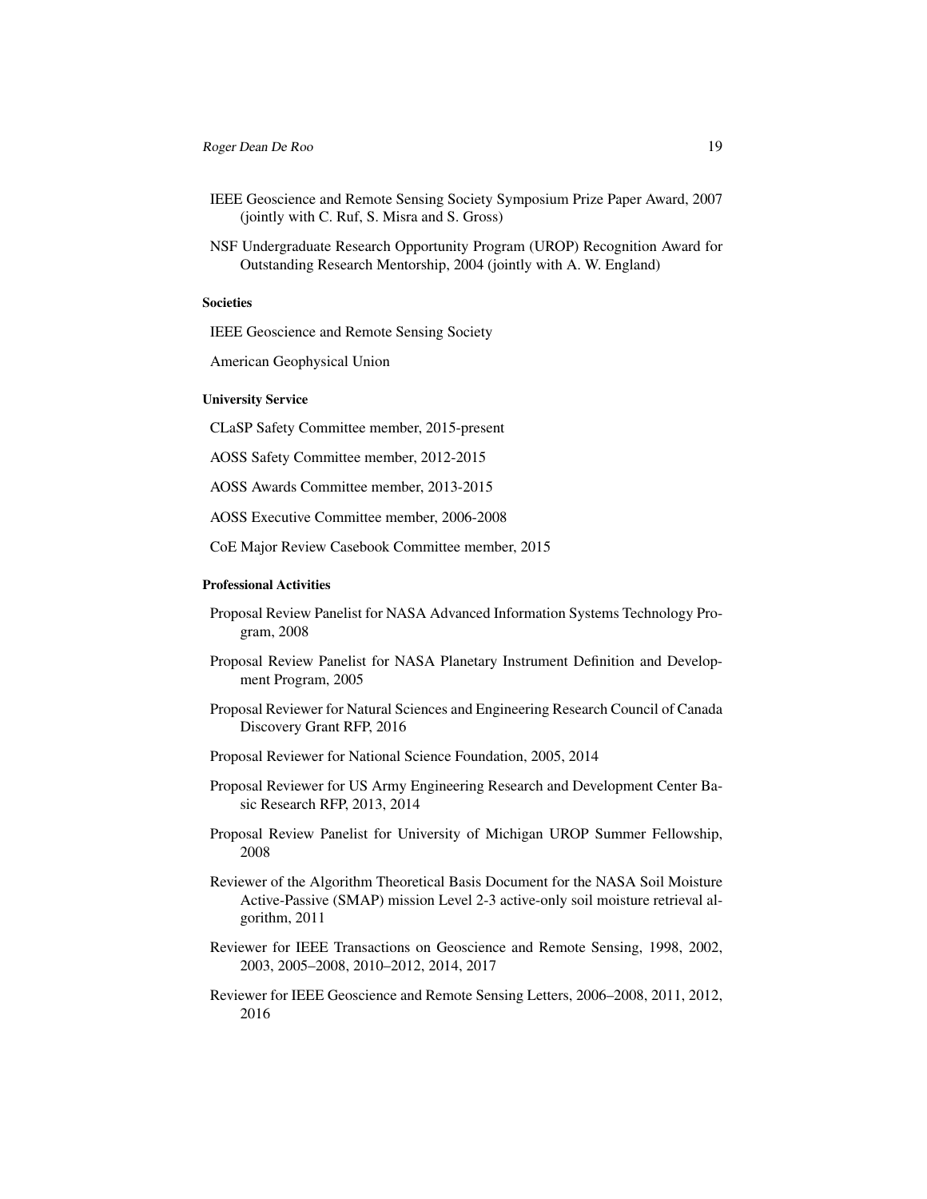IEEE Geoscience and Remote Sensing Society Symposium Prize Paper Award, 2007 (jointly with C. Ruf, S. Misra and S. Gross)

NSF Undergraduate Research Opportunity Program (UROP) Recognition Award for Outstanding Research Mentorship, 2004 (jointly with A. W. England)

#### Societies

IEEE Geoscience and Remote Sensing Society

American Geophysical Union

#### University Service

CLaSP Safety Committee member, 2015-present

AOSS Safety Committee member, 2012-2015

AOSS Awards Committee member, 2013-2015

AOSS Executive Committee member, 2006-2008

CoE Major Review Casebook Committee member, 2015

#### Professional Activities

Proposal Review Panelist for NASA Advanced Information Systems Technology Program, 2008

Proposal Review Panelist for NASA Planetary Instrument Definition and Development Program, 2005

Proposal Reviewer for Natural Sciences and Engineering Research Council of Canada Discovery Grant RFP, 2016

Proposal Reviewer for National Science Foundation, 2005, 2014

Proposal Reviewer for US Army Engineering Research and Development Center Basic Research RFP, 2013, 2014

Proposal Review Panelist for University of Michigan UROP Summer Fellowship, 2008

Reviewer of the Algorithm Theoretical Basis Document for the NASA Soil Moisture Active-Passive (SMAP) mission Level 2-3 active-only soil moisture retrieval algorithm, 2011

Reviewer for IEEE Transactions on Geoscience and Remote Sensing, 1998, 2002, 2003, 2005–2008, 2010–2012, 2014, 2017

Reviewer for IEEE Geoscience and Remote Sensing Letters, 2006–2008, 2011, 2012, 2016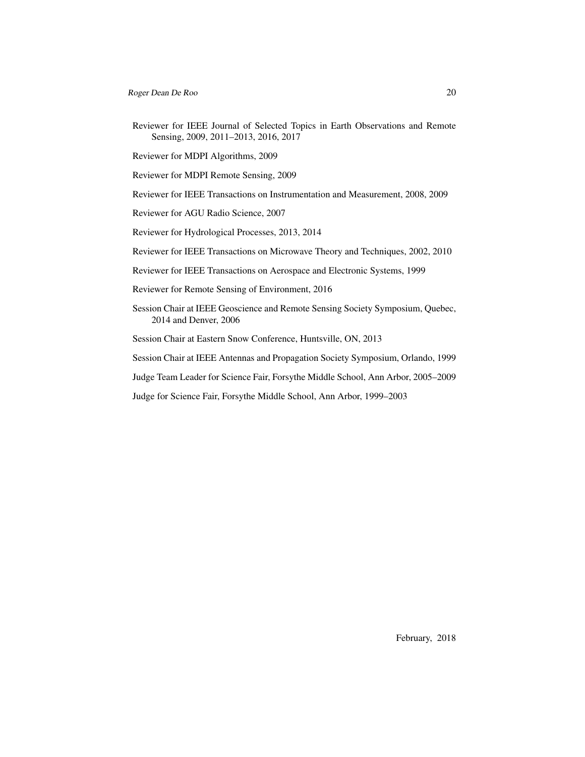Reviewer for IEEE Journal of Selected Topics in Earth Observations and Remote Sensing, 2009, 2011–2013, 2016, 2017

Reviewer for MDPI Algorithms, 2009

Reviewer for MDPI Remote Sensing, 2009

Reviewer for IEEE Transactions on Instrumentation and Measurement, 2008, 2009

Reviewer for AGU Radio Science, 2007

Reviewer for Hydrological Processes, 2013, 2014

Reviewer for IEEE Transactions on Microwave Theory and Techniques, 2002, 2010

Reviewer for IEEE Transactions on Aerospace and Electronic Systems, 1999

Reviewer for Remote Sensing of Environment, 2016

Session Chair at IEEE Geoscience and Remote Sensing Society Symposium, Quebec, 2014 and Denver, 2006

Session Chair at Eastern Snow Conference, Huntsville, ON, 2013

Session Chair at IEEE Antennas and Propagation Society Symposium, Orlando, 1999

Judge Team Leader for Science Fair, Forsythe Middle School, Ann Arbor, 2005–2009

Judge for Science Fair, Forsythe Middle School, Ann Arbor, 1999–2003

February, 2018